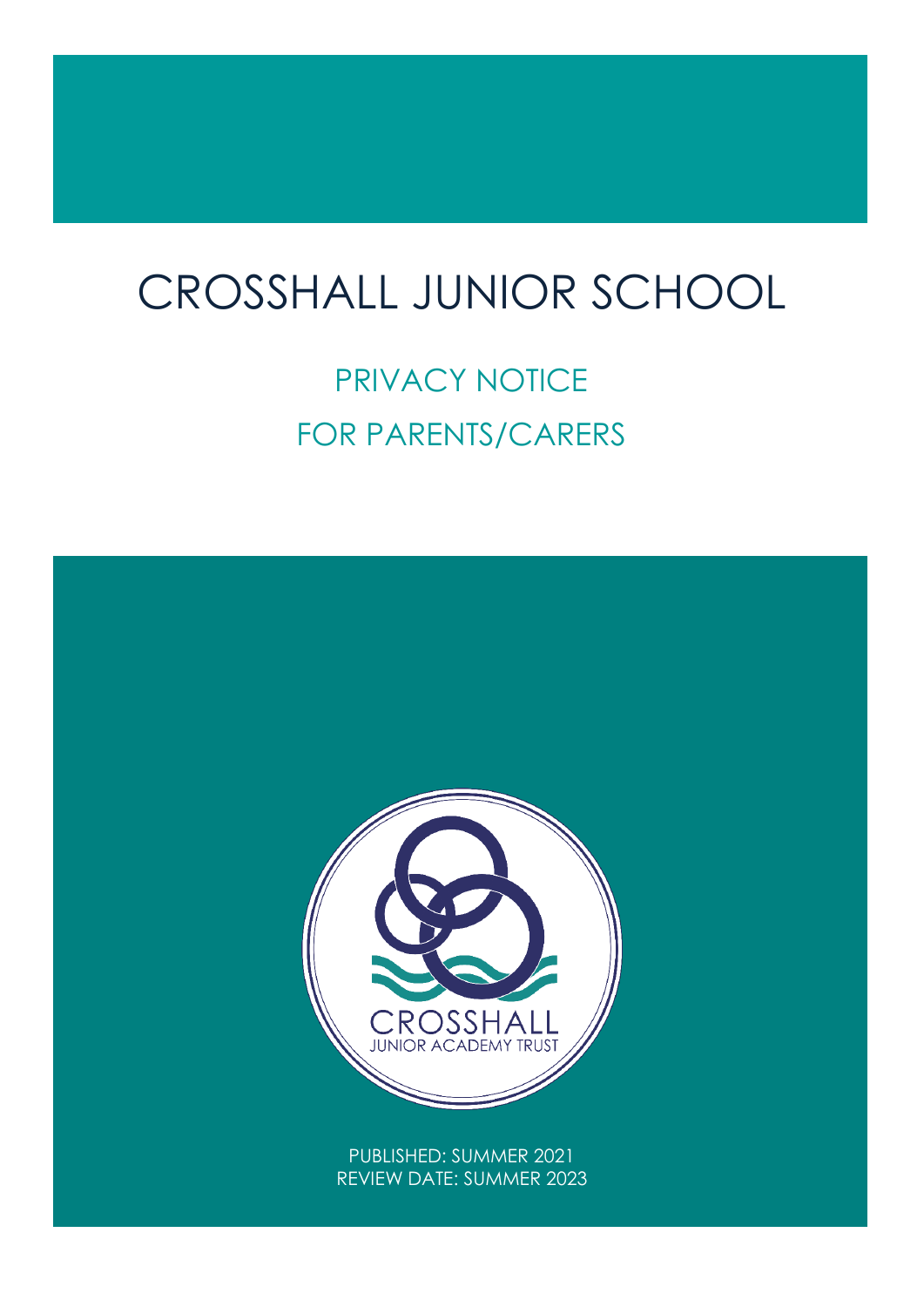# CROSSHALL JUNIOR SCHOOL

## PRIVACY NOTICE

## FOR PARENTS/CARERS

CROSSHALL
JUNIOR ACADEMY TRUST

PUBLISHED: SUMMER 2021
REVIEW DATE: SUMMER 2023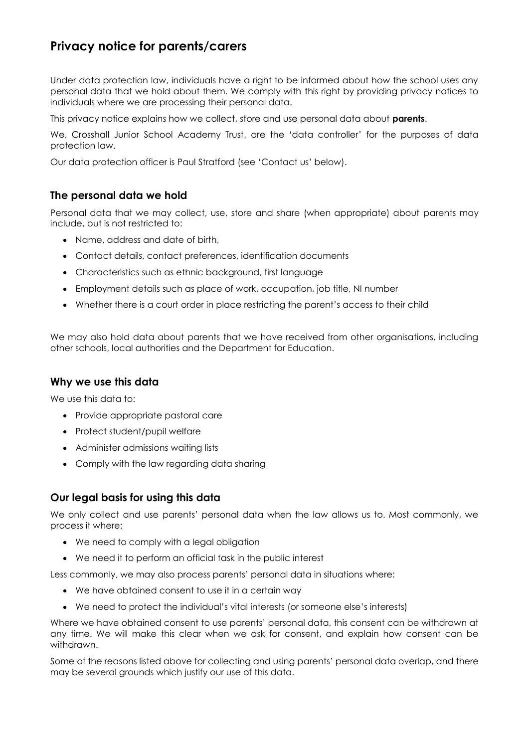# Privacy notice for parents/carers

Under data protection law, individuals have a right to be informed about how the school uses any personal data that we hold about them. We comply with this right by providing privacy notices to individuals where we are processing their personal data.

This privacy notice explains how we collect, store and use personal data about **parents**.

We, Crosshall Junior School Academy Trust, are the 'data controller' for the purposes of data protection law.

Our data protection officer is Paul Stratford (see 'Contact us' below).

## The personal data we hold

Personal data that we may collect, use, store and share (when appropriate) about parents may include, but is not restricted to:

- Name, address and date of birth,
- Contact details, contact preferences, identification documents
- Characteristics such as ethnic background, first language
- Employment details such as place of work, occupation, job title, NI number
- Whether there is a court order in place restricting the parent's access to their child

We may also hold data about parents that we have received from other organisations, including other schools, local authorities and the Department for Education.

## Why we use this data

We use this data to:

- Provide appropriate pastoral care
- Protect student/pupil welfare
- Administer admissions waiting lists
- Comply with the law regarding data sharing

## Our legal basis for using this data

We only collect and use parents' personal data when the law allows us to. Most commonly, we process it where:

- We need to comply with a legal obligation
- We need it to perform an official task in the public interest

Less commonly, we may also process parents' personal data in situations where:

- We have obtained consent to use it in a certain way
- We need to protect the individual's vital interests (or someone else's interests)

Where we have obtained consent to use parents' personal data, this consent can be withdrawn at any time. We will make this clear when we ask for consent, and explain how consent can be withdrawn.

Some of the reasons listed above for collecting and using parents' personal data overlap, and there may be several grounds which justify our use of this data.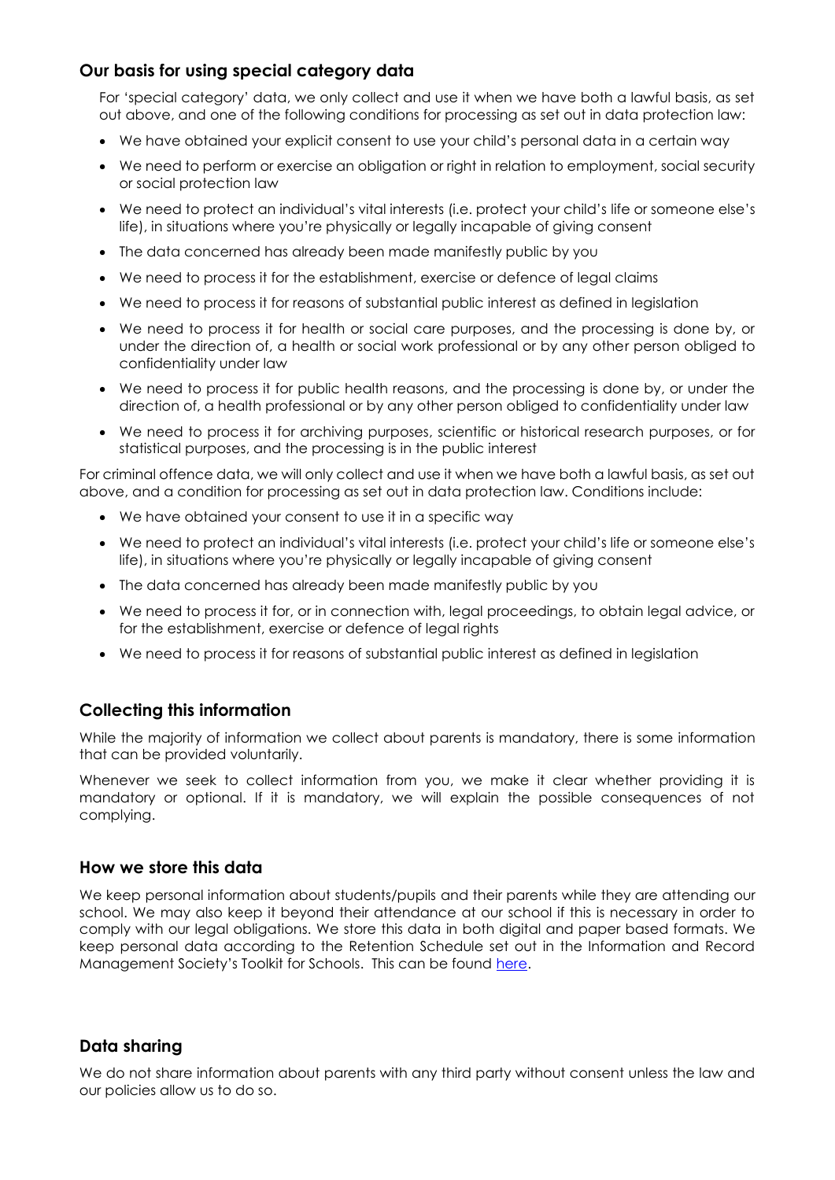## Our basis for using special category data

For 'special category' data, we only collect and use it when we have both a lawful basis, as set out above, and one of the following conditions for processing as set out in data protection law:

- We have obtained your explicit consent to use your child's personal data in a certain way
- We need to perform or exercise an obligation or right in relation to employment, social security or social protection law
- We need to protect an individual's vital interests (i.e. protect your child's life or someone else's life), in situations where you're physically or legally incapable of giving consent
- The data concerned has already been made manifestly public by you
- We need to process it for the establishment, exercise or defence of legal claims
- We need to process it for reasons of substantial public interest as defined in legislation
- We need to process it for health or social care purposes, and the processing is done by, or under the direction of, a health or social work professional or by any other person obliged to confidentiality under law
- We need to process it for public health reasons, and the processing is done by, or under the direction of, a health professional or by any other person obliged to confidentiality under law
- We need to process it for archiving purposes, scientific or historical research purposes, or for statistical purposes, and the processing is in the public interest

For criminal offence data, we will only collect and use it when we have both a lawful basis, as set out above, and a condition for processing as set out in data protection law. Conditions include:

- We have obtained your consent to use it in a specific way
- We need to protect an individual's vital interests (i.e. protect your child's life or someone else's life), in situations where you're physically or legally incapable of giving consent
- The data concerned has already been made manifestly public by you
- We need to process it for, or in connection with, legal proceedings, to obtain legal advice, or for the establishment, exercise or defence of legal rights
- We need to process it for reasons of substantial public interest as defined in legislation

## Collecting this information

While the majority of information we collect about parents is mandatory, there is some information that can be provided voluntarily.

Whenever we seek to collect information from you, we make it clear whether providing it is mandatory or optional. If it is mandatory, we will explain the possible consequences of not complying.

## How we store this data

We keep personal information about students/pupils and their parents while they are attending our school. We may also keep it beyond their attendance at our school if this is necessary in order to comply with our legal obligations. We store this data in both digital and paper based formats. We keep personal data according to the Retention Schedule set out in the Information and Record Management Society's Toolkit for Schools. This can be found here.

## Data sharing

We do not share information about parents with any third party without consent unless the law and our policies allow us to do so.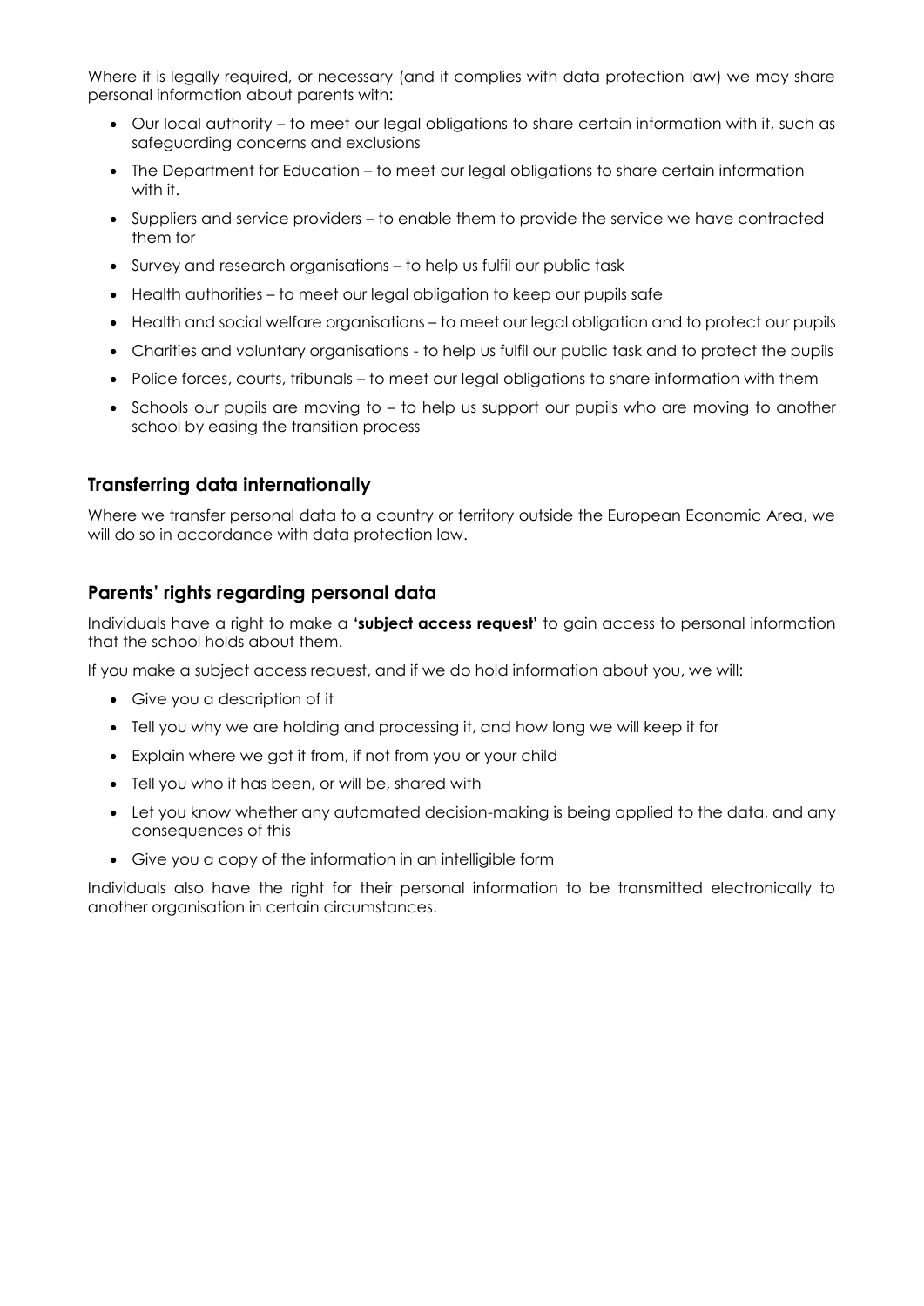Where it is legally required, or necessary (and it complies with data protection law) we may share personal information about parents with:

- Our local authority – to meet our legal obligations to share certain information with it, such as safeguarding concerns and exclusions
- The Department for Education – to meet our legal obligations to share certain information with it.
- Suppliers and service providers – to enable them to provide the service we have contracted them for
- Survey and research organisations – to help us fulfil our public task
- Health authorities – to meet our legal obligation to keep our pupils safe
- Health and social welfare organisations – to meet our legal obligation and to protect our pupils
- Charities and voluntary organisations - to help us fulfil our public task and to protect the pupils
- Police forces, courts, tribunals – to meet our legal obligations to share information with them
- Schools our pupils are moving to – to help us support our pupils who are moving to another school by easing the transition process

## Transferring data internationally

Where we transfer personal data to a country or territory outside the European Economic Area, we will do so in accordance with data protection law.

## Parents' rights regarding personal data

Individuals have a right to make a **'subject access request'** to gain access to personal information that the school holds about them.

If you make a subject access request, and if we do hold information about you, we will:

- Give you a description of it
- Tell you why we are holding and processing it, and how long we will keep it for
- Explain where we got it from, if not from you or your child
- Tell you who it has been, or will be, shared with
- Let you know whether any automated decision-making is being applied to the data, and any consequences of this
- Give you a copy of the information in an intelligible form

Individuals also have the right for their personal information to be transmitted electronically to another organisation in certain circumstances.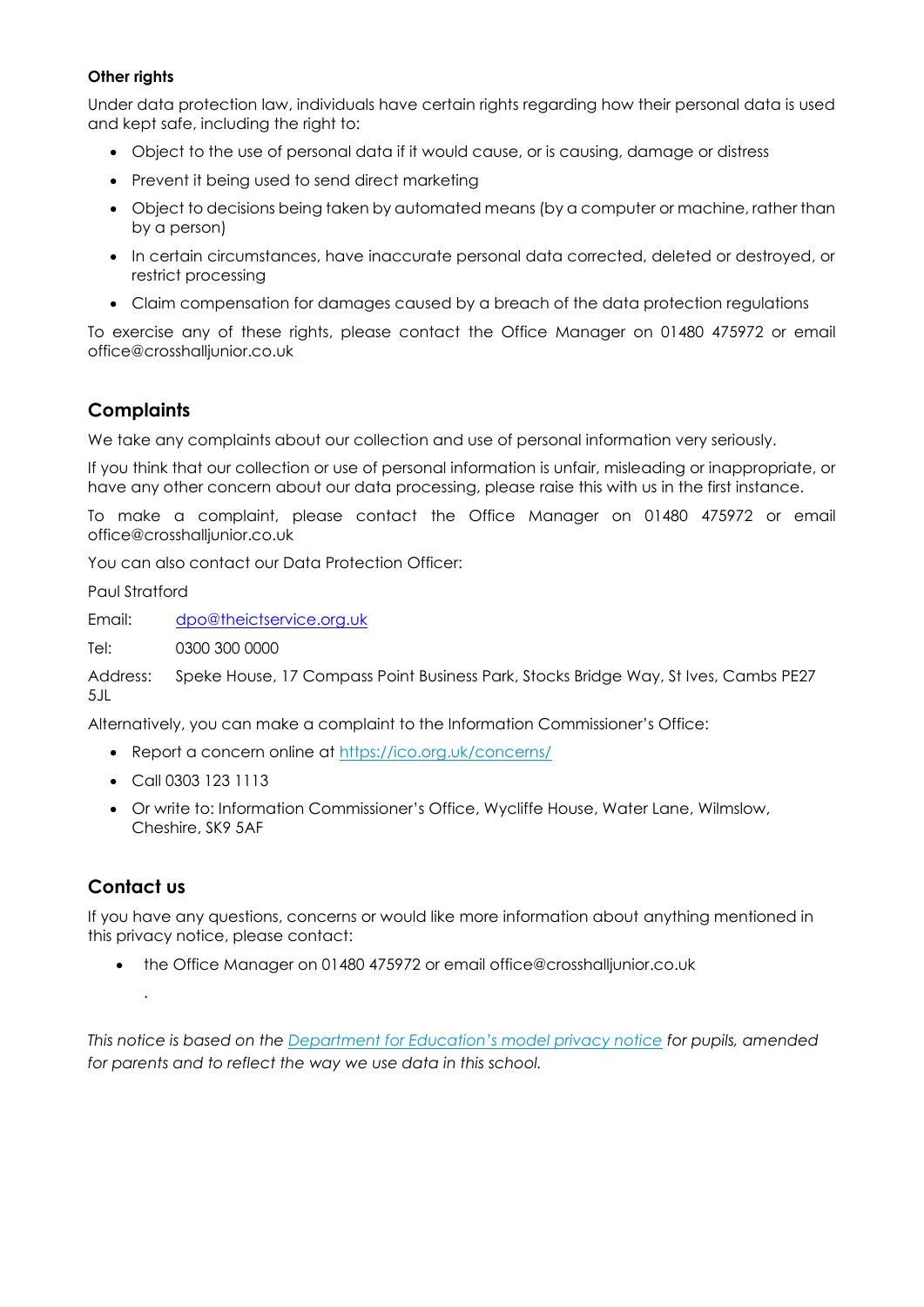### Other rights

Under data protection law, individuals have certain rights regarding how their personal data is used and kept safe, including the right to:

- Object to the use of personal data if it would cause, or is causing, damage or distress
- Prevent it being used to send direct marketing
- Object to decisions being taken by automated means (by a computer or machine, rather than by a person)
- In certain circumstances, have inaccurate personal data corrected, deleted or destroyed, or restrict processing
- Claim compensation for damages caused by a breach of the data protection regulations

To exercise any of these rights, please contact the Office Manager on 01480 475972 or email office@crosshalljunior.co.uk

## Complaints

We take any complaints about our collection and use of personal information very seriously.

If you think that our collection or use of personal information is unfair, misleading or inappropriate, or have any other concern about our data processing, please raise this with us in the first instance.

To make a complaint, please contact the Office Manager on 01480 475972 or email office@crosshalljunior.co.uk

You can also contact our Data Protection Officer:

Paul Stratford

Email: dpo@theictservice.org.uk

Tel: 0300 300 0000

Address: Speke House, 17 Compass Point Business Park, Stocks Bridge Way, St Ives, Cambs PE27 5JL

Alternatively, you can make a complaint to the Information Commissioner's Office:

- Report a concern online at https://ico.org.uk/concerns/
- Call 0303 123 1113
- Or write to: Information Commissioner's Office, Wycliffe House, Water Lane, Wilmslow, Cheshire, SK9 5AF

## Contact us

If you have any questions, concerns or would like more information about anything mentioned in this privacy notice, please contact:

- the Office Manager on 01480 475972 or email office@crosshalljunior.co.uk

*This notice is based on the Department for Education's model privacy notice for pupils, amended for parents and to reflect the way we use data in this school.*